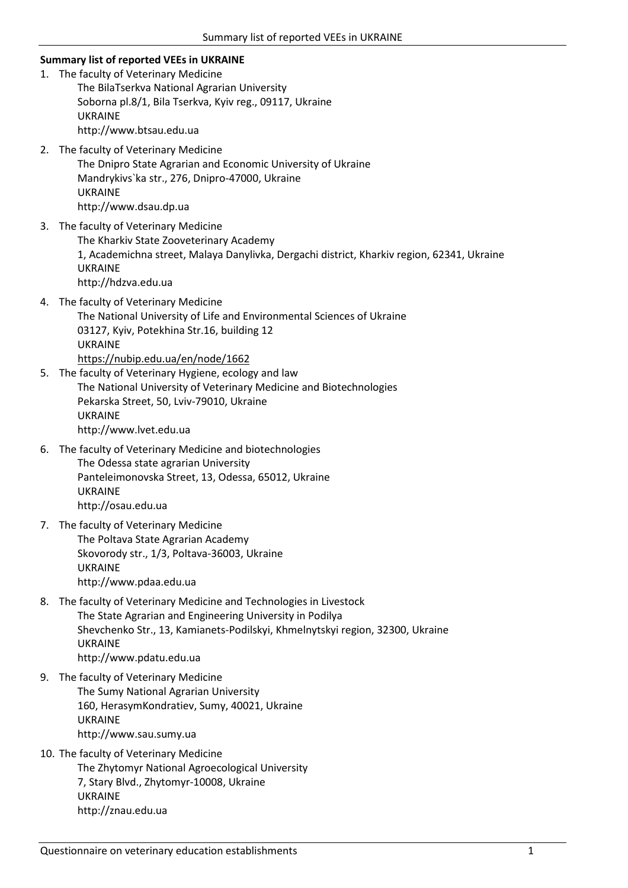**Summary list of reported VEEs in UKRAINE**

1. The faculty of Veterinary Medicine
   The BilaTserkva National Agrarian University
   Soborna pl.8/1, Bila Tserkva, Kyiv reg., 09117, Ukraine
   UKRAINE
   http://www.btsau.edu.ua

2. The faculty of Veterinary Medicine
   The Dnipro State Agrarian and Economic University of Ukraine
   Mandrykivs`ka str., 276, Dnipro-47000, Ukraine
   UKRAINE
   http://www.dsau.dp.ua

3. The faculty of Veterinary Medicine
   The Kharkiv State Zooveterinary Academy
   1, Academichna street, Malaya Danylivka, Dergachi district, Kharkiv region, 62341, Ukraine
   UKRAINE
   http://hdzva.edu.ua

4. The faculty of Veterinary Medicine
   The National University of Life and Environmental Sciences of Ukraine
   03127, Kyiv, Potekhina Str.16, building 12
   UKRAINE
   https://nubip.edu.ua/en/node/1662

5. The faculty of Veterinary Hygiene, ecology and law
   The National University of Veterinary Medicine and Biotechnologies
   Pekarska Street, 50, Lviv-79010, Ukraine
   UKRAINE
   http://www.lvet.edu.ua

6. The faculty of Veterinary Medicine and biotechnologies
   The Odessa state agrarian University
   Panteleimonovska Street, 13, Odessa, 65012, Ukraine
   UKRAINE
   http://osau.edu.ua

7. The faculty of Veterinary Medicine
   The Poltava State Agrarian Academy
   Skovorody str., 1/3, Poltava-36003, Ukraine
   UKRAINE
   http://www.pdaa.edu.ua

8. The faculty of Veterinary Medicine and Technologies in Livestock
   The State Agrarian and Engineering University in Podilya
   Shevchenko Str., 13, Kamianets-Podilskyi, Khmelnytskyi region, 32300, Ukraine
   UKRAINE
   http://www.pdatu.edu.ua

9. The faculty of Veterinary Medicine
   The Sumy National Agrarian University
   160, HerasymKondratiev, Sumy, 40021, Ukraine
   UKRAINE
   http://www.sau.sumy.ua

10. The faculty of Veterinary Medicine
    The Zhytomyr National Agroecological University
    7, Stary Blvd., Zhytomyr-10008, Ukraine
    UKRAINE
    http://znau.edu.ua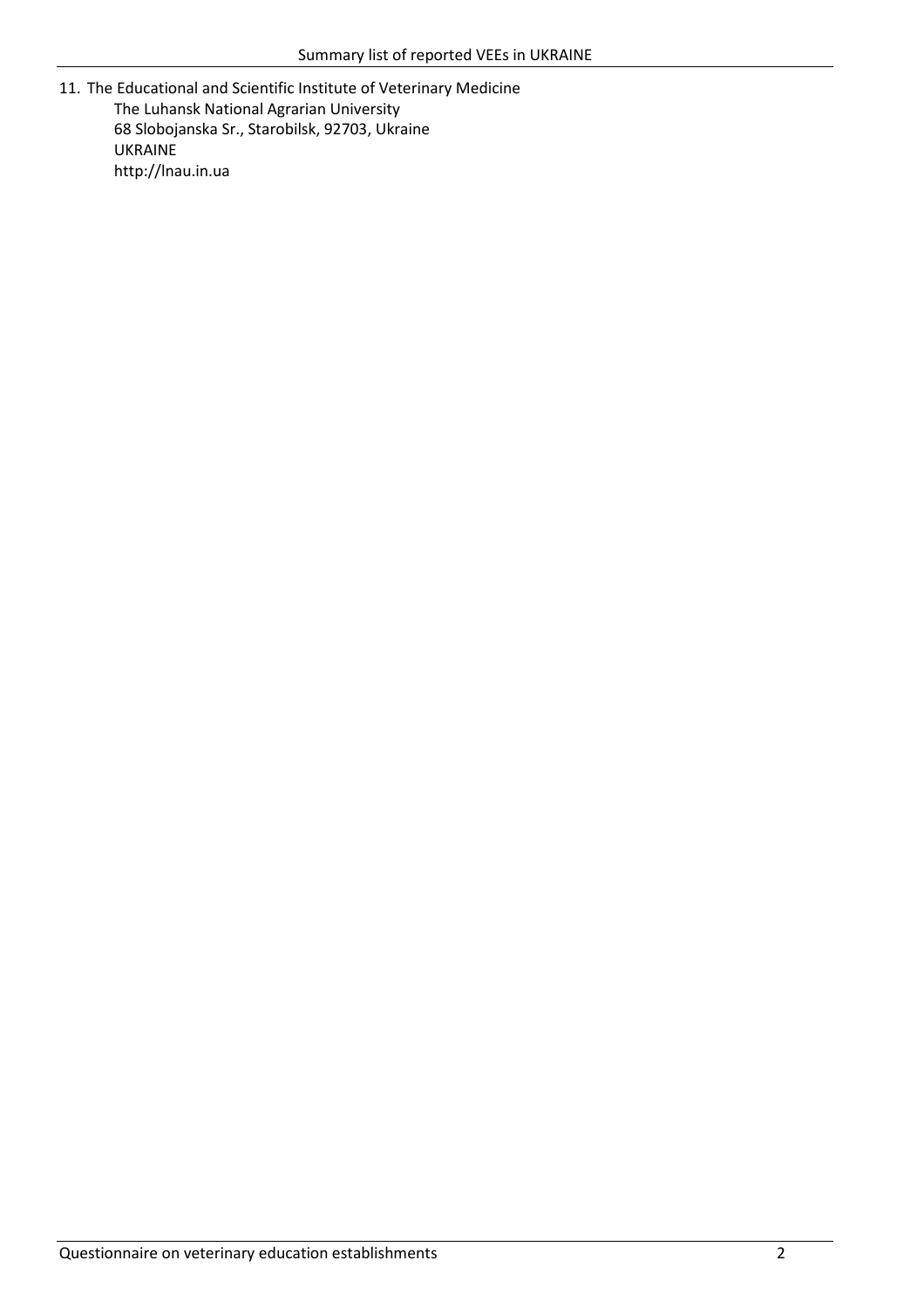11. The Educational and Scientific Institute of Veterinary Medicine
    The Luhansk National Agrarian University
    68 Slobojanska Sr., Starobilsk, 92703, Ukraine
    UKRAINE
    http://lnau.in.ua